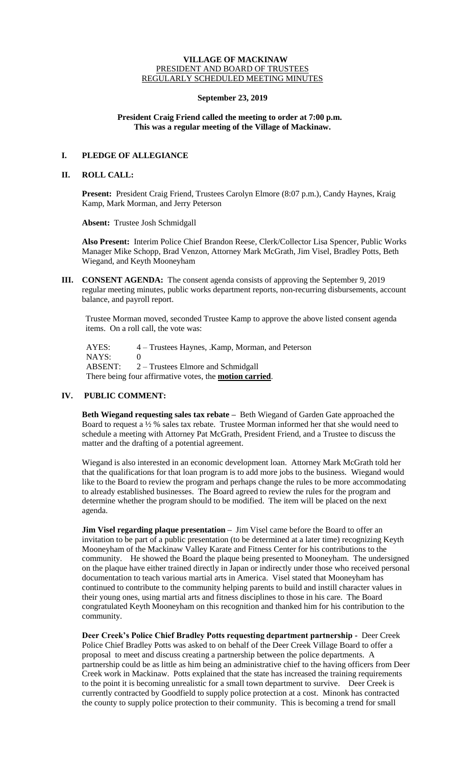**VILLAGE OF MACKINAW**
PRESIDENT AND BOARD OF TRUSTEES
REGULARLY SCHEDULED MEETING MINUTES

**September 23, 2019**

**President Craig Friend called the meeting to order at 7:00 p.m.**
**This was a regular meeting of the Village of Mackinaw.**

## I. PLEDGE OF ALLEGIANCE

## II. ROLL CALL:

**Present:** President Craig Friend, Trustees Carolyn Elmore (8:07 p.m.), Candy Haynes, Kraig Kamp, Mark Morman, and Jerry Peterson

**Absent:** Trustee Josh Schmidgall

**Also Present:** Interim Police Chief Brandon Reese, Clerk/Collector Lisa Spencer, Public Works Manager Mike Schopp, Brad Venzon, Attorney Mark McGrath, Jim Visel, Bradley Potts, Beth Wiegand, and Keyth Mooneyham

## III. CONSENT AGENDA:

The consent agenda consists of approving the September 9, 2019 regular meeting minutes, public works department reports, non-recurring disbursements, account balance, and payroll report.

Trustee Morman moved, seconded Trustee Kamp to approve the above listed consent agenda items. On a roll call, the vote was:

AYES: 4 – Trustees Haynes, .Kamp, Morman, and Peterson
NAYS: 0
ABSENT: 2 – Trustees Elmore and Schmidgall
There being four affirmative votes, the **motion carried**.

## IV. PUBLIC COMMENT:

**Beth Wiegand requesting sales tax rebate –** Beth Wiegand of Garden Gate approached the Board to request a ½ % sales tax rebate. Trustee Morman informed her that she would need to schedule a meeting with Attorney Pat McGrath, President Friend, and a Trustee to discuss the matter and the drafting of a potential agreement.

Wiegand is also interested in an economic development loan. Attorney Mark McGrath told her that the qualifications for that loan program is to add more jobs to the business. Wiegand would like to the Board to review the program and perhaps change the rules to be more accommodating to already established businesses. The Board agreed to review the rules for the program and determine whether the program should to be modified. The item will be placed on the next agenda.

**Jim Visel regarding plaque presentation –** Jim Visel came before the Board to offer an invitation to be part of a public presentation (to be determined at a later time) recognizing Keyth Mooneyham of the Mackinaw Valley Karate and Fitness Center for his contributions to the community. He showed the Board the plaque being presented to Mooneyham. The undersigned on the plaque have either trained directly in Japan or indirectly under those who received personal documentation to teach various martial arts in America. Visel stated that Mooneyham has continued to contribute to the community helping parents to build and instill character values in their young ones, using martial arts and fitness disciplines to those in his care. The Board congratulated Keyth Mooneyham on this recognition and thanked him for his contribution to the community.

**Deer Creek's Police Chief Bradley Potts requesting department partnership -** Deer Creek Police Chief Bradley Potts was asked to on behalf of the Deer Creek Village Board to offer a proposal to meet and discuss creating a partnership between the police departments. A partnership could be as little as him being an administrative chief to the having officers from Deer Creek work in Mackinaw. Potts explained that the state has increased the training requirements to the point it is becoming unrealistic for a small town department to survive. Deer Creek is currently contracted by Goodfield to supply police protection at a cost. Minonk has contracted the county to supply police protection to their community. This is becoming a trend for small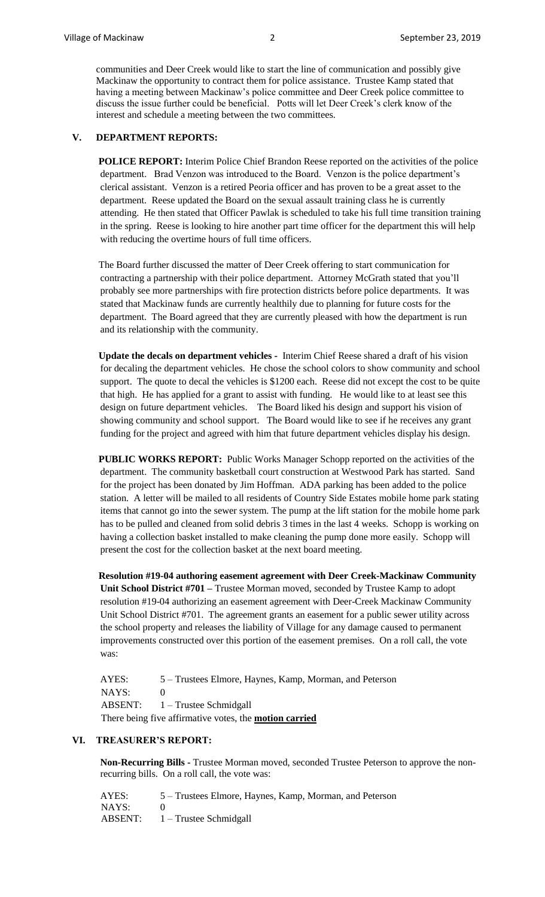communities and Deer Creek would like to start the line of communication and possibly give Mackinaw the opportunity to contract them for police assistance. Trustee Kamp stated that having a meeting between Mackinaw's police committee and Deer Creek police committee to discuss the issue further could be beneficial. Potts will let Deer Creek's clerk know of the interest and schedule a meeting between the two committees.

## V. DEPARTMENT REPORTS:

**POLICE REPORT:** Interim Police Chief Brandon Reese reported on the activities of the police department. Brad Venzon was introduced to the Board. Venzon is the police department's clerical assistant. Venzon is a retired Peoria officer and has proven to be a great asset to the department. Reese updated the Board on the sexual assault training class he is currently attending. He then stated that Officer Pawlak is scheduled to take his full time transition training in the spring. Reese is looking to hire another part time officer for the department this will help with reducing the overtime hours of full time officers.

The Board further discussed the matter of Deer Creek offering to start communication for contracting a partnership with their police department. Attorney McGrath stated that you'll probably see more partnerships with fire protection districts before police departments. It was stated that Mackinaw funds are currently healthily due to planning for future costs for the department. The Board agreed that they are currently pleased with how the department is run and its relationship with the community.

**Update the decals on department vehicles -** Interim Chief Reese shared a draft of his vision for decaling the department vehicles. He chose the school colors to show community and school support. The quote to decal the vehicles is $1200 each. Reese did not except the cost to be quite that high. He has applied for a grant to assist with funding. He would like to at least see this design on future department vehicles. The Board liked his design and support his vision of showing community and school support. The Board would like to see if he receives any grant funding for the project and agreed with him that future department vehicles display his design.

**PUBLIC WORKS REPORT:** Public Works Manager Schopp reported on the activities of the department. The community basketball court construction at Westwood Park has started. Sand for the project has been donated by Jim Hoffman. ADA parking has been added to the police station. A letter will be mailed to all residents of Country Side Estates mobile home park stating items that cannot go into the sewer system. The pump at the lift station for the mobile home park has to be pulled and cleaned from solid debris 3 times in the last 4 weeks. Schopp is working on having a collection basket installed to make cleaning the pump done more easily. Schopp will present the cost for the collection basket at the next board meeting.

**Resolution #19-04 authoring easement agreement with Deer Creek-Mackinaw Community Unit School District #701 –** Trustee Morman moved, seconded by Trustee Kamp to adopt resolution #19-04 authorizing an easement agreement with Deer-Creek Mackinaw Community Unit School District #701. The agreement grants an easement for a public sewer utility across the school property and releases the liability of Village for any damage caused to permanent improvements constructed over this portion of the easement premises. On a roll call, the vote was:

AYES: 5 – Trustees Elmore, Haynes, Kamp, Morman, and Peterson
NAYS: 0
ABSENT: 1 – Trustee Schmidgall
There being five affirmative votes, the **motion carried**

## VI. TREASURER'S REPORT:

**Non-Recurring Bills -** Trustee Morman moved, seconded Trustee Peterson to approve the non-recurring bills. On a roll call, the vote was:

AYES: 5 – Trustees Elmore, Haynes, Kamp, Morman, and Peterson
NAYS: 0
ABSENT: 1 – Trustee Schmidgall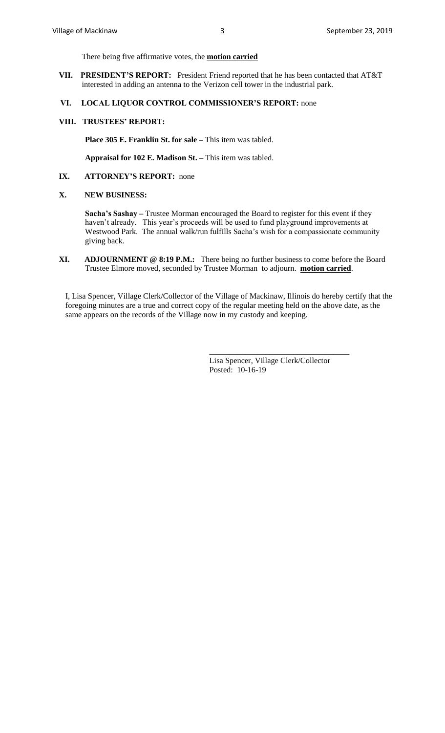There being five affirmative votes, the **motion carried**

**VII. PRESIDENT'S REPORT:** President Friend reported that he has been contacted that AT&T interested in adding an antenna to the Verizon cell tower in the industrial park.

**VI. LOCAL LIQUOR CONTROL COMMISSIONER'S REPORT:** none

**VIII. TRUSTEES' REPORT:**

**Place 305 E. Franklin St. for sale –** This item was tabled.

**Appraisal for 102 E. Madison St. –** This item was tabled.

**IX. ATTORNEY'S REPORT:** none

**X. NEW BUSINESS:**

**Sacha's Sashay –** Trustee Morman encouraged the Board to register for this event if they haven't already. This year's proceeds will be used to fund playground improvements at Westwood Park. The annual walk/run fulfills Sacha's wish for a compassionate community giving back.

**XI. ADJOURNMENT @ 8:19 P.M.:** There being no further business to come before the Board Trustee Elmore moved, seconded by Trustee Morman to adjourn. **motion carried**.

I, Lisa Spencer, Village Clerk/Collector of the Village of Mackinaw, Illinois do hereby certify that the foregoing minutes are a true and correct copy of the regular meeting held on the above date, as the same appears on the records of the Village now in my custody and keeping.

\_\_\_\_\_\_\_\_\_\_\_\_\_\_\_\_\_\_\_\_\_\_\_\_\_\_\_\_\_\_\_\_\_\_

Lisa Spencer, Village Clerk/Collector
Posted: 10-16-19